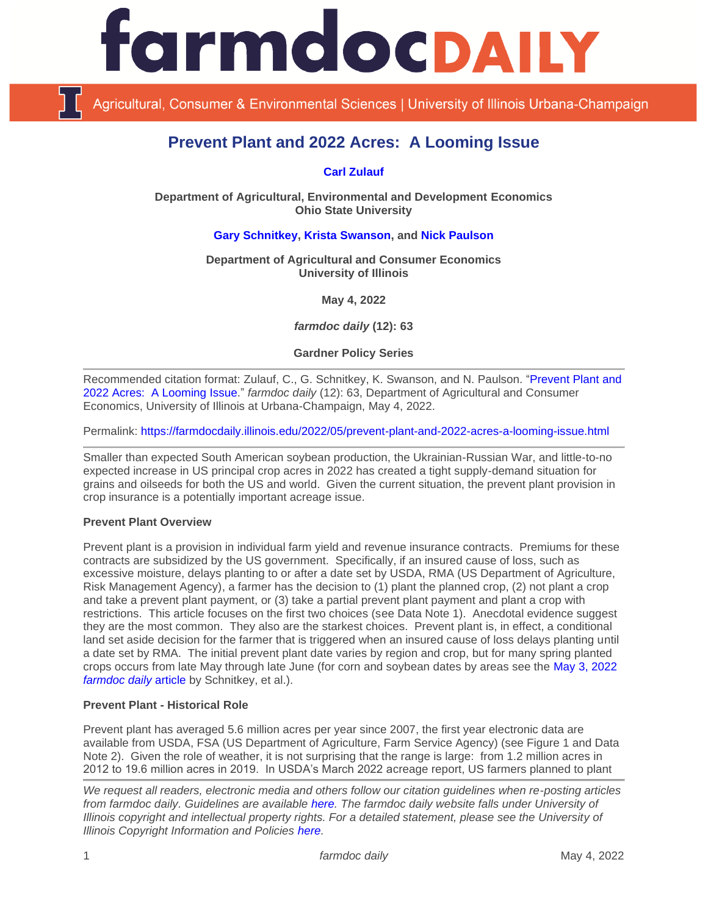# farmdoc DAILY

Agricultural, Consumer & Environmental Sciences | University of Illinois Urbana-Champaign

## Prevent Plant and 2022 Acres: A Looming Issue

**Carl Zulauf**

**Department of Agricultural, Environmental and Development Economics**
**Ohio State University**

**Gary Schnitkey, Krista Swanson, and Nick Paulson**

**Department of Agricultural and Consumer Economics**
**University of Illinois**

**May 4, 2022**

***farmdoc daily* (12): 63**

**Gardner Policy Series**

Recommended citation format: Zulauf, C., G. Schnitkey, K. Swanson, and N. Paulson. "Prevent Plant and 2022 Acres: A Looming Issue." *farmdoc daily* (12): 63, Department of Agricultural and Consumer Economics, University of Illinois at Urbana-Champaign, May 4, 2022.

Permalink: https://farmdocdaily.illinois.edu/2022/05/prevent-plant-and-2022-acres-a-looming-issue.html

Smaller than expected South American soybean production, the Ukrainian-Russian War, and little-to-no expected increase in US principal crop acres in 2022 has created a tight supply-demand situation for grains and oilseeds for both the US and world. Given the current situation, the prevent plant provision in crop insurance is a potentially important acreage issue.

**Prevent Plant Overview**

Prevent plant is a provision in individual farm yield and revenue insurance contracts. Premiums for these contracts are subsidized by the US government. Specifically, if an insured cause of loss, such as excessive moisture, delays planting to or after a date set by USDA, RMA (US Department of Agriculture, Risk Management Agency), a farmer has the decision to (1) plant the planned crop, (2) not plant a crop and take a prevent plant payment, or (3) take a partial prevent plant payment and plant a crop with restrictions. This article focuses on the first two choices (see Data Note 1). Anecdotal evidence suggest they are the most common. They also are the starkest choices. Prevent plant is, in effect, a conditional land set aside decision for the farmer that is triggered when an insured cause of loss delays planting until a date set by RMA. The initial prevent plant date varies by region and crop, but for many spring planted crops occurs from late May through late June (for corn and soybean dates by areas see the May 3, 2022 *farmdoc daily* article by Schnitkey, et al.).

**Prevent Plant - Historical Role**

Prevent plant has averaged 5.6 million acres per year since 2007, the first year electronic data are available from USDA, FSA (US Department of Agriculture, Farm Service Agency) (see Figure 1 and Data Note 2). Given the role of weather, it is not surprising that the range is large: from 1.2 million acres in 2012 to 19.6 million acres in 2019. In USDA's March 2022 acreage report, US farmers planned to plant

*We request all readers, electronic media and others follow our citation guidelines when re-posting articles from farmdoc daily. Guidelines are available here. The farmdoc daily website falls under University of Illinois copyright and intellectual property rights. For a detailed statement, please see the University of Illinois Copyright Information and Policies here.*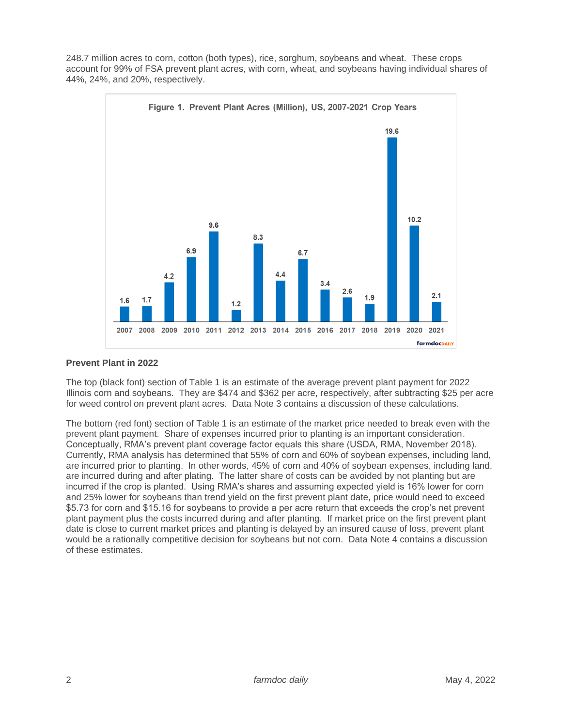248.7 million acres to corn, cotton (both types), rice, sorghum, soybeans and wheat. These crops account for 99% of FSA prevent plant acres, with corn, wheat, and soybeans having individual shares of 44%, 24%, and 20%, respectively.

Figure 1. Prevent Plant Acres (Million), US, 2007-2021 Crop Years

1.6
1.7
4.2
6.9
9.6
1.2
8.3
4.4
6.7
3.4
2.6
1.9
19.6
10.2
2.1

2007 2008 2009 2010 2011 2012 2013 2014 2015 2016 2017 2018 2019 2020 2021

farmdocDAILY

### Prevent Plant in 2022

The top (black font) section of Table 1 is an estimate of the average prevent plant payment for 2022 Illinois corn and soybeans. They are $474 and $362 per acre, respectively, after subtracting $25 per acre for weed control on prevent plant acres. Data Note 3 contains a discussion of these calculations.

The bottom (red font) section of Table 1 is an estimate of the market price needed to break even with the prevent plant payment. Share of expenses incurred prior to planting is an important consideration. Conceptually, RMA's prevent plant coverage factor equals this share (USDA, RMA, November 2018). Currently, RMA analysis has determined that 55% of corn and 60% of soybean expenses, including land, are incurred prior to planting. In other words, 45% of corn and 40% of soybean expenses, including land, are incurred during and after plating. The latter share of costs can be avoided by not planting but are incurred if the crop is planted. Using RMA's shares and assuming expected yield is 16% lower for corn and 25% lower for soybeans than trend yield on the first prevent plant date, price would need to exceed $5.73 for corn and $15.16 for soybeans to provide a per acre return that exceeds the crop's net prevent plant payment plus the costs incurred during and after planting. If market price on the first prevent plant date is close to current market prices and planting is delayed by an insured cause of loss, prevent plant would be a rationally competitive decision for soybeans but not corn. Data Note 4 contains a discussion of these estimates.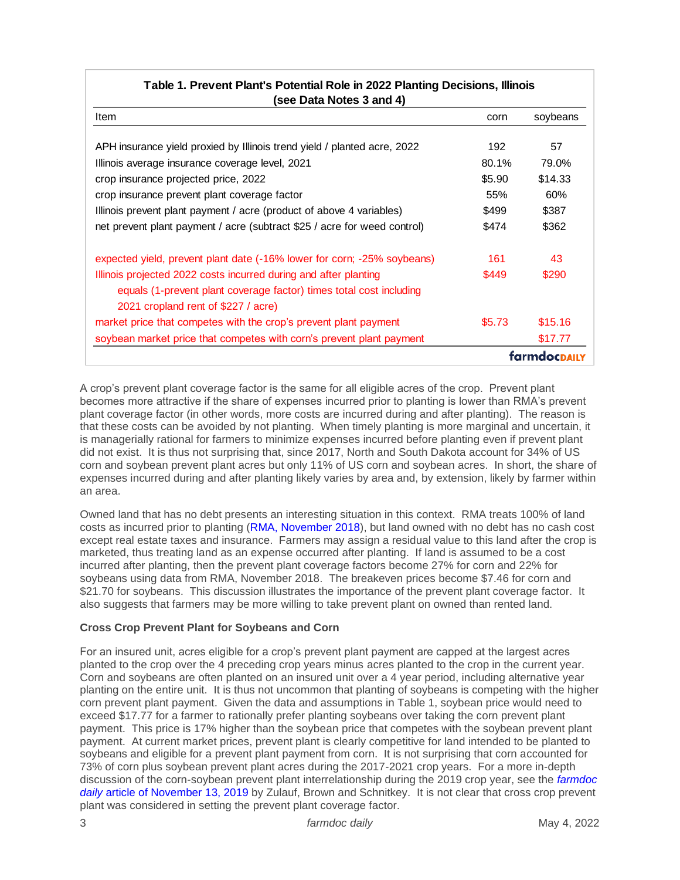**Table 1. Prevent Plant's Potential Role in 2022 Planting Decisions, Illinois (see Data Notes 3 and 4)**

| Item | corn | soybeans |
|---|---|---|
| APH insurance yield proxied by Illinois trend yield / planted acre, 2022 | 192 | 57 |
| Illinois average insurance coverage level, 2021 | 80.1% | 79.0% |
| crop insurance projected price, 2022 | $5.90 | $14.33 |
| crop insurance prevent plant coverage factor | 55% | 60% |
| Illinois prevent plant payment / acre (product of above 4 variables) | $499 | $387 |
| net prevent plant payment / acre (subtract $25 / acre for weed control) | $474 | $362 |
| expected yield, prevent plant date (-16% lower for corn; -25% soybeans) | 161 | 43 |
| Illinois projected 2022 costs incurred during and after planting equals (1-prevent plant coverage factor) times total cost including 2021 cropland rent of $227 / acre) | $449 | $290 |
| market price that competes with the crop's prevent plant payment | $5.73 | $15.16 |
| soybean market price that competes with corn's prevent plant payment | | $17.77 |

farmdoc DAILY

A crop's prevent plant coverage factor is the same for all eligible acres of the crop. Prevent plant becomes more attractive if the share of expenses incurred prior to planting is lower than RMA's prevent plant coverage factor (in other words, more costs are incurred during and after planting). The reason is that these costs can be avoided by not planting. When timely planting is more marginal and uncertain, it is managerially rational for farmers to minimize expenses incurred before planting even if prevent plant did not exist. It is thus not surprising that, since 2017, North and South Dakota account for 34% of US corn and soybean prevent plant acres but only 11% of US corn and soybean acres. In short, the share of expenses incurred during and after planting likely varies by area and, by extension, likely by farmer within an area.

Owned land that has no debt presents an interesting situation in this context. RMA treats 100% of land costs as incurred prior to planting (RMA, November 2018), but land owned with no debt has no cash cost except real estate taxes and insurance. Farmers may assign a residual value to this land after the crop is marketed, thus treating land as an expense occurred after planting. If land is assumed to be a cost incurred after planting, then the prevent plant coverage factors become 27% for corn and 22% for soybeans using data from RMA, November 2018. The breakeven prices become $7.46 for corn and $21.70 for soybeans. This discussion illustrates the importance of the prevent plant coverage factor. It also suggests that farmers may be more willing to take prevent plant on owned than rented land.

### Cross Crop Prevent Plant for Soybeans and Corn

For an insured unit, acres eligible for a crop's prevent plant payment are capped at the largest acres planted to the crop over the 4 preceding crop years minus acres planted to the crop in the current year. Corn and soybeans are often planted on an insured unit over a 4 year period, including alternative year planting on the entire unit. It is thus not uncommon that planting of soybeans is competing with the higher corn prevent plant payment. Given the data and assumptions in Table 1, soybean price would need to exceed $17.77 for a farmer to rationally prefer planting soybeans over taking the corn prevent plant payment. This price is 17% higher than the soybean price that competes with the soybean prevent plant payment. At current market prices, prevent plant is clearly competitive for land intended to be planted to soybeans and eligible for a prevent plant payment from corn. It is not surprising that corn accounted for 73% of corn plus soybean prevent plant acres during the 2017-2021 crop years. For a more in-depth discussion of the corn-soybean prevent plant interrelationship during the 2019 crop year, see the *farmdoc daily* article of November 13, 2019 by Zulauf, Brown and Schnitkey. It is not clear that cross crop prevent plant was considered in setting the prevent plant coverage factor.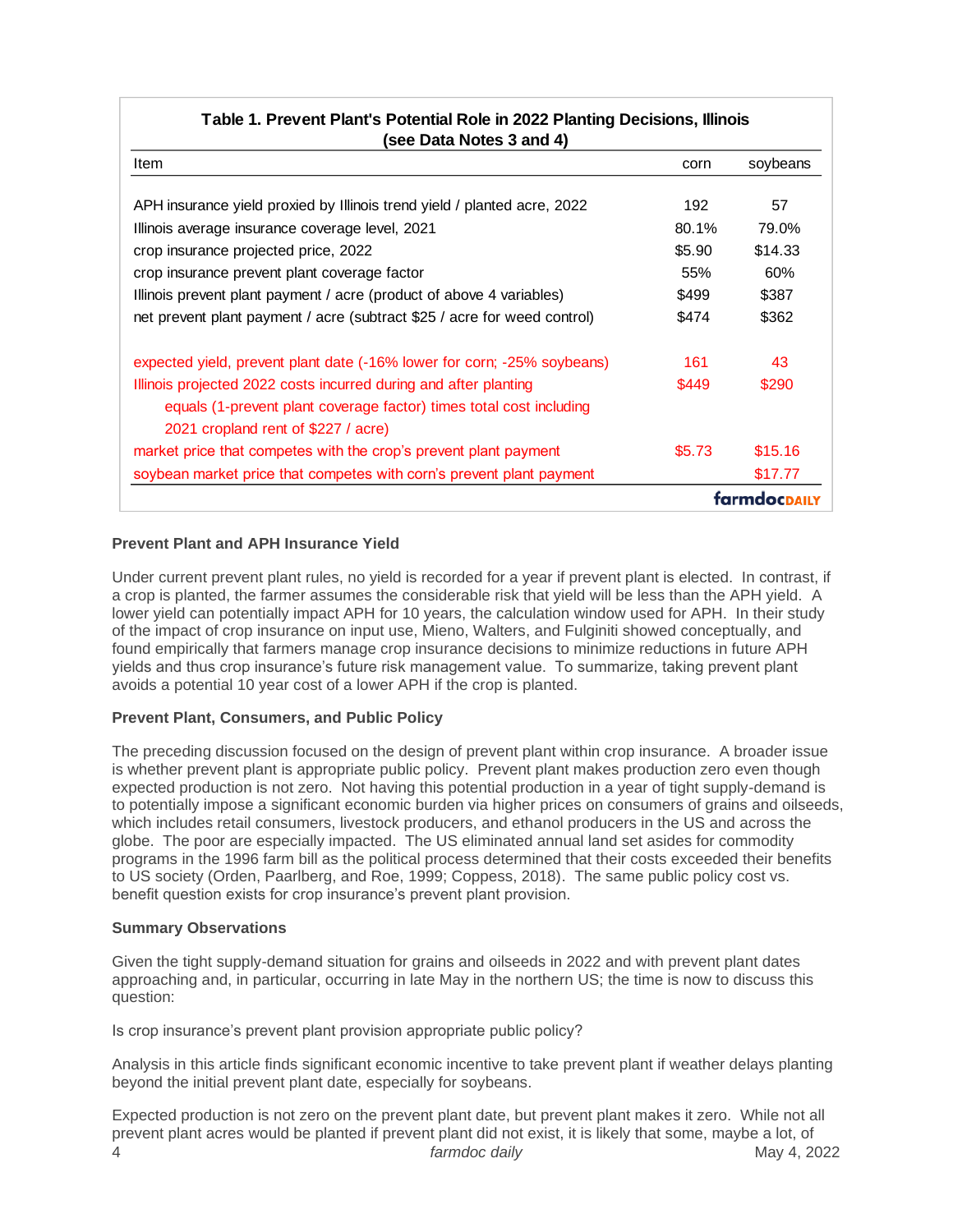**Table 1. Prevent Plant's Potential Role in 2022 Planting Decisions, Illinois (see Data Notes 3 and 4)**

| Item | corn | soybeans |
|---|---|---|
| APH insurance yield proxied by Illinois trend yield / planted acre, 2022 | 192 | 57 |
| Illinois average insurance coverage level, 2021 | 80.1% | 79.0% |
| crop insurance projected price, 2022 | $5.90 | $14.33 |
| crop insurance prevent plant coverage factor | 55% | 60% |
| Illinois prevent plant payment / acre (product of above 4 variables) | $499 | $387 |
| net prevent plant payment / acre (subtract $25 / acre for weed control) | $474 | $362 |
| expected yield, prevent plant date (-16% lower for corn; -25% soybeans) | 161 | 43 |
| Illinois projected 2022 costs incurred during and after planting equals (1-prevent plant coverage factor) times total cost including 2021 cropland rent of $227 / acre) | $449 | $290 |
| market price that competes with the crop's prevent plant payment | $5.73 | $15.16 |
| soybean market price that competes with corn's prevent plant payment | | $17.77 |

farmdocDAILY

### Prevent Plant and APH Insurance Yield

Under current prevent plant rules, no yield is recorded for a year if prevent plant is elected. In contrast, if a crop is planted, the farmer assumes the considerable risk that yield will be less than the APH yield. A lower yield can potentially impact APH for 10 years, the calculation window used for APH. In their study of the impact of crop insurance on input use, Mieno, Walters, and Fulginiti showed conceptually, and found empirically that farmers manage crop insurance decisions to minimize reductions in future APH yields and thus crop insurance's future risk management value. To summarize, taking prevent plant avoids a potential 10 year cost of a lower APH if the crop is planted.

### Prevent Plant, Consumers, and Public Policy

The preceding discussion focused on the design of prevent plant within crop insurance. A broader issue is whether prevent plant is appropriate public policy. Prevent plant makes production zero even though expected production is not zero. Not having this potential production in a year of tight supply-demand is to potentially impose a significant economic burden via higher prices on consumers of grains and oilseeds, which includes retail consumers, livestock producers, and ethanol producers in the US and across the globe. The poor are especially impacted. The US eliminated annual land set asides for commodity programs in the 1996 farm bill as the political process determined that their costs exceeded their benefits to US society (Orden, Paarlberg, and Roe, 1999; Coppess, 2018). The same public policy cost vs. benefit question exists for crop insurance's prevent plant provision.

### Summary Observations

Given the tight supply-demand situation for grains and oilseeds in 2022 and with prevent plant dates approaching and, in particular, occurring in late May in the northern US; the time is now to discuss this question:

Is crop insurance's prevent plant provision appropriate public policy?

Analysis in this article finds significant economic incentive to take prevent plant if weather delays planting beyond the initial prevent plant date, especially for soybeans.

Expected production is not zero on the prevent plant date, but prevent plant makes it zero. While not all prevent plant acres would be planted if prevent plant did not exist, it is likely that some, maybe a lot, of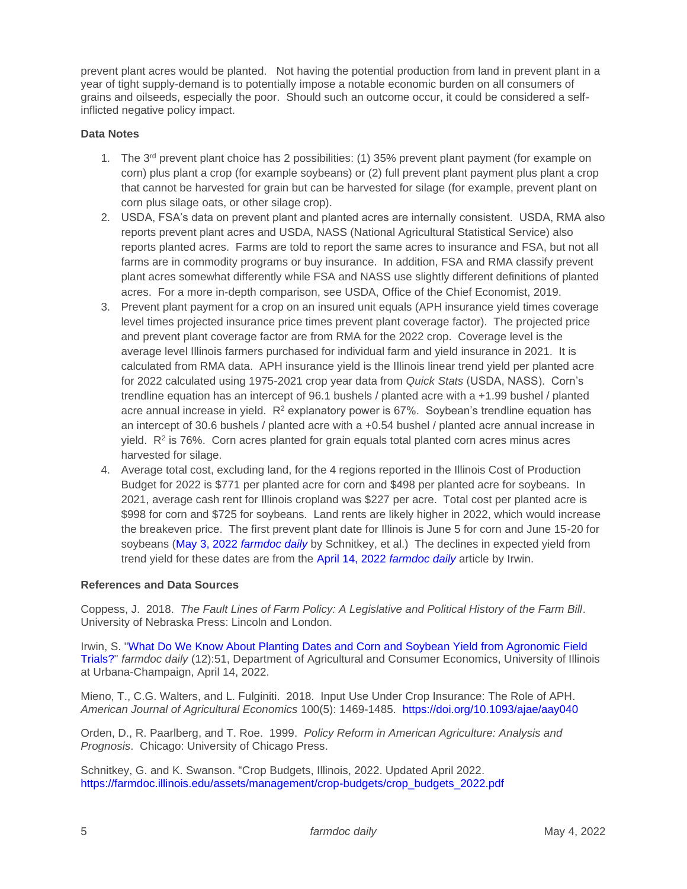prevent plant acres would be planted. Not having the potential production from land in prevent plant in a year of tight supply-demand is to potentially impose a notable economic burden on all consumers of grains and oilseeds, especially the poor. Should such an outcome occur, it could be considered a self-inflicted negative policy impact.

**Data Notes**

1. The 3rd prevent plant choice has 2 possibilities: (1) 35% prevent plant payment (for example on corn) plus plant a crop (for example soybeans) or (2) full prevent plant payment plus plant a crop that cannot be harvested for grain but can be harvested for silage (for example, prevent plant on corn plus silage oats, or other silage crop).
2. USDA, FSA's data on prevent plant and planted acres are internally consistent. USDA, RMA also reports prevent plant acres and USDA, NASS (National Agricultural Statistical Service) also reports planted acres. Farms are told to report the same acres to insurance and FSA, but not all farms are in commodity programs or buy insurance. In addition, FSA and RMA classify prevent plant acres somewhat differently while FSA and NASS use slightly different definitions of planted acres. For a more in-depth comparison, see USDA, Office of the Chief Economist, 2019.
3. Prevent plant payment for a crop on an insured unit equals (APH insurance yield times coverage level times projected insurance price times prevent plant coverage factor). The projected price and prevent plant coverage factor are from RMA for the 2022 crop. Coverage level is the average level Illinois farmers purchased for individual farm and yield insurance in 2021. It is calculated from RMA data. APH insurance yield is the Illinois linear trend yield per planted acre for 2022 calculated using 1975-2021 crop year data from *Quick Stats* (USDA, NASS). Corn's trendline equation has an intercept of 96.1 bushels / planted acre with a +1.99 bushel / planted acre annual increase in yield. $R^2$ explanatory power is 67%. Soybean's trendline equation has an intercept of 30.6 bushels / planted acre with a +0.54 bushel / planted acre annual increase in yield. $R^2$ is 76%. Corn acres planted for grain equals total planted corn acres minus acres harvested for silage.
4. Average total cost, excluding land, for the 4 regions reported in the Illinois Cost of Production Budget for 2022 is $771 per planted acre for corn and $498 per planted acre for soybeans. In 2021, average cash rent for Illinois cropland was $227 per acre. Total cost per planted acre is $998 for corn and $725 for soybeans. Land rents are likely higher in 2022, which would increase the breakeven price. The first prevent plant date for Illinois is June 5 for corn and June 15-20 for soybeans (May 3, 2022 *farmdoc daily* by Schnitkey, et al.) The declines in expected yield from trend yield for these dates are from the April 14, 2022 *farmdoc daily* article by Irwin.

**References and Data Sources**

Coppess, J. 2018. *The Fault Lines of Farm Policy: A Legislative and Political History of the Farm Bill*. University of Nebraska Press: Lincoln and London.

Irwin, S. "What Do We Know About Planting Dates and Corn and Soybean Yield from Agronomic Field Trials?" *farmdoc daily* (12):51, Department of Agricultural and Consumer Economics, University of Illinois at Urbana-Champaign, April 14, 2022.

Mieno, T., C.G. Walters, and L. Fulginiti. 2018. Input Use Under Crop Insurance: The Role of APH. *American Journal of Agricultural Economics* 100(5): 1469-1485. https://doi.org/10.1093/ajae/aay040

Orden, D., R. Paarlberg, and T. Roe. 1999. *Policy Reform in American Agriculture: Analysis and Prognosis*. Chicago: University of Chicago Press.

Schnitkey, G. and K. Swanson. "Crop Budgets, Illinois, 2022. Updated April 2022. https://farmdoc.illinois.edu/assets/management/crop-budgets/crop_budgets_2022.pdf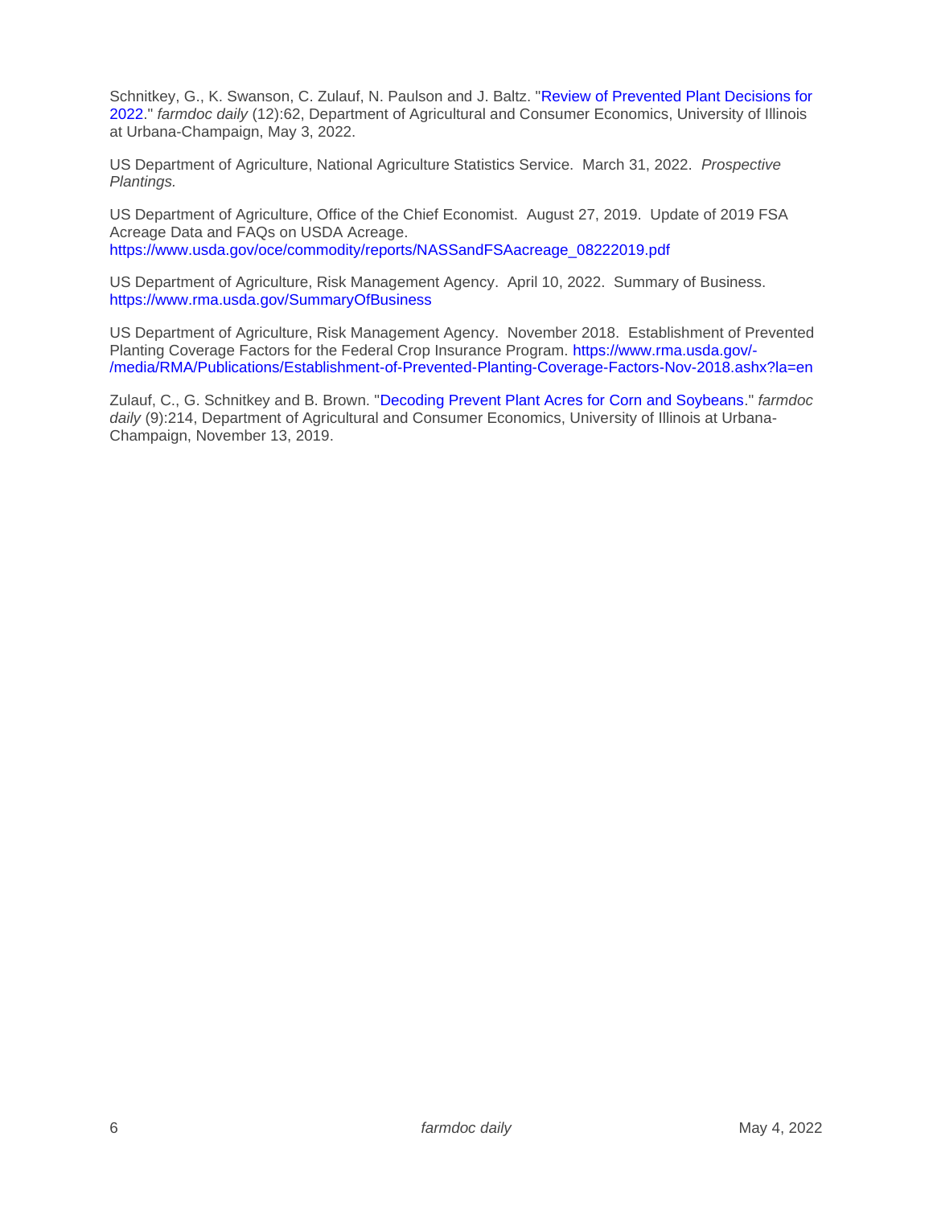Schnitkey, G., K. Swanson, C. Zulauf, N. Paulson and J. Baltz. "Review of Prevented Plant Decisions for 2022." *farmdoc daily* (12):62, Department of Agricultural and Consumer Economics, University of Illinois at Urbana-Champaign, May 3, 2022.

US Department of Agriculture, National Agriculture Statistics Service. March 31, 2022. *Prospective Plantings.*

US Department of Agriculture, Office of the Chief Economist. August 27, 2019. Update of 2019 FSA Acreage Data and FAQs on USDA Acreage. https://www.usda.gov/oce/commodity/reports/NASSandFSAacreage_08222019.pdf

US Department of Agriculture, Risk Management Agency. April 10, 2022. Summary of Business. https://www.rma.usda.gov/SummaryOfBusiness

US Department of Agriculture, Risk Management Agency. November 2018. Establishment of Prevented Planting Coverage Factors for the Federal Crop Insurance Program. https://www.rma.usda.gov/-/media/RMA/Publications/Establishment-of-Prevented-Planting-Coverage-Factors-Nov-2018.ashx?la=en

Zulauf, C., G. Schnitkey and B. Brown. "Decoding Prevent Plant Acres for Corn and Soybeans." *farmdoc daily* (9):214, Department of Agricultural and Consumer Economics, University of Illinois at Urbana-Champaign, November 13, 2019.